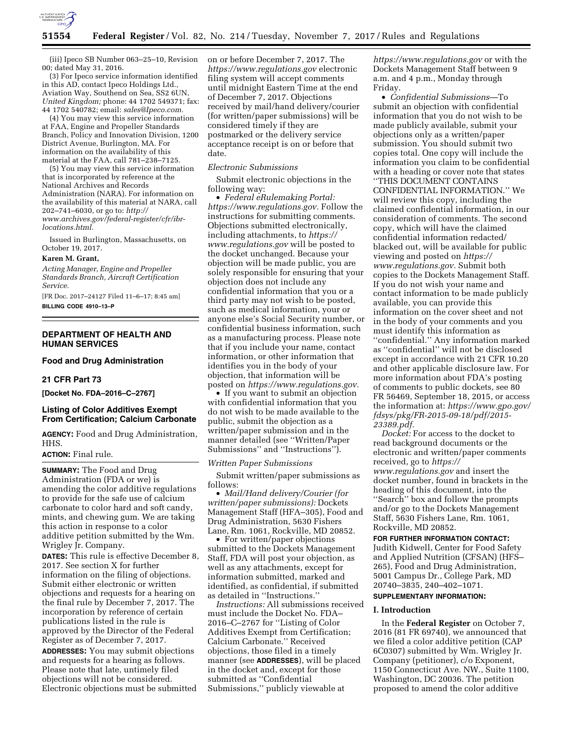(iii) Ipeco SB Number 063–25–10, Revision 00; dated May 31, 2016.

(3) For Ipeco service information identified in this AD, contact Ipeco Holdings Ltd., Aviation Way, Southend on Sea, SS2 6UN, *United Kingdom;* phone: 44 1702 549371; fax: 44 1702 540782; email: *sales@Ipeco.com.*

(4) You may view this service information at FAA, Engine and Propeller Standards Branch, Policy and Innovation Division, 1200 District Avenue, Burlington, MA. For information on the availability of this material at the FAA, call 781–238–7125.

(5) You may view this service information that is incorporated by reference at the National Archives and Records Administration (NARA). For information on the availability of this material at NARA, call 202–741–6030, or go to: *http://www.archives.gov/federal-register/cfr/ibr-locations.html.*

Issued in Burlington, Massachusetts, on October 19, 2017.

**Karen M. Grant,**

*Acting Manager, Engine and Propeller Standards Branch, Aircraft Certification Service.*

[FR Doc. 2017–24127 Filed 11–6–17; 8:45 am]

**BILLING CODE 4910–13–P**

## DEPARTMENT OF HEALTH AND HUMAN SERVICES

### Food and Drug Administration

### 21 CFR Part 73

**[Docket No. FDA–2016–C–2767]**

### Listing of Color Additives Exempt From Certification; Calcium Carbonate

**AGENCY:** Food and Drug Administration, HHS.

**ACTION:** Final rule.

**SUMMARY:** The Food and Drug Administration (FDA or we) is amending the color additive regulations to provide for the safe use of calcium carbonate to color hard and soft candy, mints, and chewing gum. We are taking this action in response to a color additive petition submitted by the Wm. Wrigley Jr. Company.

**DATES:** This rule is effective December 8, 2017. See section X for further information on the filing of objections. Submit either electronic or written objections and requests for a hearing on the final rule by December 7, 2017. The incorporation by reference of certain publications listed in the rule is approved by the Director of the Federal Register as of December 7, 2017.

**ADDRESSES:** You may submit objections and requests for a hearing as follows. Please note that late, untimely filed objections will not be considered. Electronic objections must be submitted on or before December 7, 2017. The *https://www.regulations.gov* electronic filing system will accept comments until midnight Eastern Time at the end of December 7, 2017. Objections received by mail/hand delivery/courier (for written/paper submissions) will be considered timely if they are postmarked or the delivery service acceptance receipt is on or before that date.

*Electronic Submissions*

Submit electronic objections in the following way:

- *Federal eRulemaking Portal: https://www.regulations.gov.* Follow the instructions for submitting comments. Objections submitted electronically, including attachments, to *https://www.regulations.gov* will be posted to the docket unchanged. Because your objection will be made public, you are solely responsible for ensuring that your objection does not include any confidential information that you or a third party may not wish to be posted, such as medical information, your or anyone else's Social Security number, or confidential business information, such as a manufacturing process. Please note that if you include your name, contact information, or other information that identifies you in the body of your objection, that information will be posted on *https://www.regulations.gov.*
- If you want to submit an objection with confidential information that you do not wish to be made available to the public, submit the objection as a written/paper submission and in the manner detailed (see ''Written/Paper Submissions'' and ''Instructions'').

*Written Paper Submissions*

Submit written/paper submissions as follows:

- *Mail/Hand delivery/Courier (for written/paper submissions):* Dockets Management Staff (HFA–305), Food and Drug Administration, 5630 Fishers Lane, Rm. 1061, Rockville, MD 20852.
- For written/paper objections submitted to the Dockets Management Staff, FDA will post your objection, as well as any attachments, except for information submitted, marked and identified, as confidential, if submitted as detailed in ''Instructions.''

*Instructions:* All submissions received must include the Docket No. FDA–2016–C–2767 for ''Listing of Color Additives Exempt from Certification; Calcium Carbonate.'' Received objections, those filed in a timely manner (see **ADDRESSES**), will be placed in the docket and, except for those submitted as ''Confidential Submissions,'' publicly viewable at *https://www.regulations.gov* or with the Dockets Management Staff between 9 a.m. and 4 p.m., Monday through Friday.

- *Confidential Submissions*—To submit an objection with confidential information that you do not wish to be made publicly available, submit your objections only as a written/paper submission. You should submit two copies total. One copy will include the information you claim to be confidential with a heading or cover note that states ''THIS DOCUMENT CONTAINS CONFIDENTIAL INFORMATION.'' We will review this copy, including the claimed confidential information, in our consideration of comments. The second copy, which will have the claimed confidential information redacted/blacked out, will be available for public viewing and posted on *https://www.regulations.gov.* Submit both copies to the Dockets Management Staff. If you do not wish your name and contact information to be made publicly available, you can provide this information on the cover sheet and not in the body of your comments and you must identify this information as ''confidential.'' Any information marked as ''confidential'' will not be disclosed except in accordance with 21 CFR 10.20 and other applicable disclosure law. For more information about FDA's posting of comments to public dockets, see 80 FR 56469, September 18, 2015, or access the information at: *https://www.gpo.gov/fdsys/pkg/FR-2015-09-18/pdf/2015-23389.pdf.*

*Docket:* For access to the docket to read background documents or the electronic and written/paper comments received, go to *https://www.regulations.gov* and insert the docket number, found in brackets in the heading of this document, into the ''Search'' box and follow the prompts and/or go to the Dockets Management Staff, 5630 Fishers Lane, Rm. 1061, Rockville, MD 20852.

**FOR FURTHER INFORMATION CONTACT:** Judith Kidwell, Center for Food Safety and Applied Nutrition (CFSAN) (HFS–265), Food and Drug Administration, 5001 Campus Dr., College Park, MD 20740–3835, 240–402–1071.

**SUPPLEMENTARY INFORMATION:**

## I. Introduction

In the **Federal Register** on October 7, 2016 (81 FR 69740), we announced that we filed a color additive petition (CAP 6C0307) submitted by Wm. Wrigley Jr. Company (petitioner), c/o Exponent, 1150 Connecticut Ave. NW., Suite 1100, Washington, DC 20036. The petition proposed to amend the color additive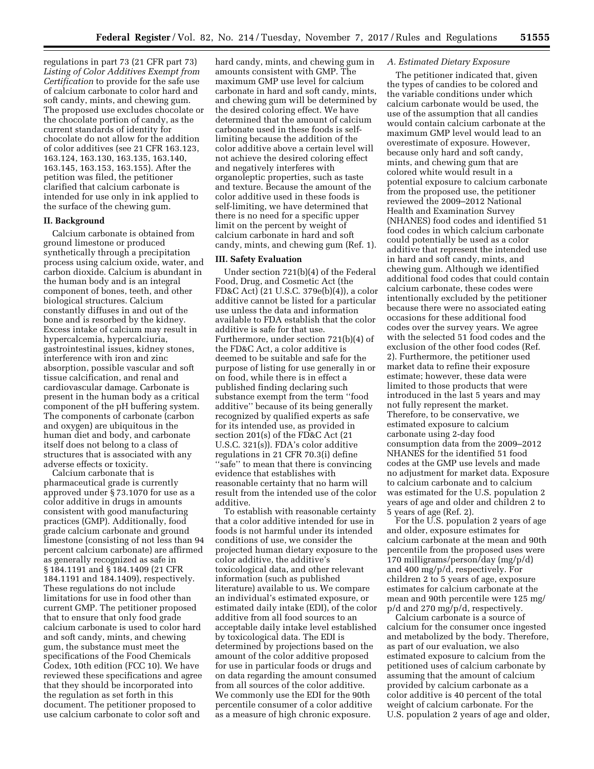regulations in part 73 (21 CFR part 73) *Listing of Color Additives Exempt from Certification* to provide for the safe use of calcium carbonate to color hard and soft candy, mints, and chewing gum. The proposed use excludes chocolate or the chocolate portion of candy, as the current standards of identity for chocolate do not allow for the addition of color additives (see 21 CFR 163.123, 163.124, 163.130, 163.135, 163.140, 163.145, 163.153, 163.155). After the petition was filed, the petitioner clarified that calcium carbonate is intended for use only in ink applied to the surface of the chewing gum.

## II. Background

Calcium carbonate is obtained from ground limestone or produced synthetically through a precipitation process using calcium oxide, water, and carbon dioxide. Calcium is abundant in the human body and is an integral component of bones, teeth, and other biological structures. Calcium constantly diffuses in and out of the bone and is resorbed by the kidney. Excess intake of calcium may result in hypercalcemia, hypercalciuria, gastrointestinal issues, kidney stones, interference with iron and zinc absorption, possible vascular and soft tissue calcification, and renal and cardiovascular damage. Carbonate is present in the human body as a critical component of the pH buffering system. The components of carbonate (carbon and oxygen) are ubiquitous in the human diet and body, and carbonate itself does not belong to a class of structures that is associated with any adverse effects or toxicity.

Calcium carbonate that is pharmaceutical grade is currently approved under § 73.1070 for use as a color additive in drugs in amounts consistent with good manufacturing practices (GMP). Additionally, food grade calcium carbonate and ground limestone (consisting of not less than 94 percent calcium carbonate) are affirmed as generally recognized as safe in § 184.1191 and § 184.1409 (21 CFR 184.1191 and 184.1409), respectively. These regulations do not include limitations for use in food other than current GMP. The petitioner proposed that to ensure that only food grade calcium carbonate is used to color hard and soft candy, mints, and chewing gum, the substance must meet the specifications of the Food Chemicals Codex, 10th edition (FCC 10). We have reviewed these specifications and agree that they should be incorporated into the regulation as set forth in this document. The petitioner proposed to use calcium carbonate to color soft and hard candy, mints, and chewing gum in amounts consistent with GMP. The maximum GMP use level for calcium carbonate in hard and soft candy, mints, and chewing gum will be determined by the desired coloring effect. We have determined that the amount of calcium carbonate used in these foods is self-limiting because the addition of the color additive above a certain level will not achieve the desired coloring effect and negatively interferes with organoleptic properties, such as taste and texture. Because the amount of the color additive used in these foods is self-limiting, we have determined that there is no need for a specific upper limit on the percent by weight of calcium carbonate in hard and soft candy, mints, and chewing gum (Ref. 1).

## III. Safety Evaluation

Under section 721(b)(4) of the Federal Food, Drug, and Cosmetic Act (the FD&C Act) (21 U.S.C. 379e(b)(4)), a color additive cannot be listed for a particular use unless the data and information available to FDA establish that the color additive is safe for that use. Furthermore, under section 721(b)(4) of the FD&C Act, a color additive is deemed to be suitable and safe for the purpose of listing for use generally in or on food, while there is in effect a published finding declaring such substance exempt from the term ''food additive'' because of its being generally recognized by qualified experts as safe for its intended use, as provided in section 201(s) of the FD&C Act (21 U.S.C. 321(s)). FDA's color additive regulations in 21 CFR 70.3(i) define ''safe'' to mean that there is convincing evidence that establishes with reasonable certainty that no harm will result from the intended use of the color additive.

To establish with reasonable certainty that a color additive intended for use in foods is not harmful under its intended conditions of use, we consider the projected human dietary exposure to the color additive, the additive's toxicological data, and other relevant information (such as published literature) available to us. We compare an individual's estimated exposure, or estimated daily intake (EDI), of the color additive from all food sources to an acceptable daily intake level established by toxicological data. The EDI is determined by projections based on the amount of the color additive proposed for use in particular foods or drugs and on data regarding the amount consumed from all sources of the color additive. We commonly use the EDI for the 90th percentile consumer of a color additive as a measure of high chronic exposure.

### *A. Estimated Dietary Exposure*

The petitioner indicated that, given the types of candies to be colored and the variable conditions under which calcium carbonate would be used, the use of the assumption that all candies would contain calcium carbonate at the maximum GMP level would lead to an overestimate of exposure. However, because only hard and soft candy, mints, and chewing gum that are colored white would result in a potential exposure to calcium carbonate from the proposed use, the petitioner reviewed the 2009–2012 National Health and Examination Survey (NHANES) food codes and identified 51 food codes in which calcium carbonate could potentially be used as a color additive that represent the intended use in hard and soft candy, mints, and chewing gum. Although we identified additional food codes that could contain calcium carbonate, these codes were intentionally excluded by the petitioner because there were no associated eating occasions for these additional food codes over the survey years. We agree with the selected 51 food codes and the exclusion of the other food codes (Ref. 2). Furthermore, the petitioner used market data to refine their exposure estimate; however, these data were limited to those products that were introduced in the last 5 years and may not fully represent the market. Therefore, to be conservative, we estimated exposure to calcium carbonate using 2-day food consumption data from the 2009–2012 NHANES for the identified 51 food codes at the GMP use levels and made no adjustment for market data. Exposure to calcium carbonate and to calcium was estimated for the U.S. population 2 years of age and older and children 2 to 5 years of age (Ref. 2).

For the U.S. population 2 years of age and older, exposure estimates for calcium carbonate at the mean and 90th percentile from the proposed uses were 170 milligrams/person/day (mg/p/d) and 400 mg/p/d, respectively. For children 2 to 5 years of age, exposure estimates for calcium carbonate at the mean and 90th percentile were 125 mg/p/d and 270 mg/p/d, respectively.

Calcium carbonate is a source of calcium for the consumer once ingested and metabolized by the body. Therefore, as part of our evaluation, we also estimated exposure to calcium from the petitioned uses of calcium carbonate by assuming that the amount of calcium provided by calcium carbonate as a color additive is 40 percent of the total weight of calcium carbonate. For the U.S. population 2 years of age and older,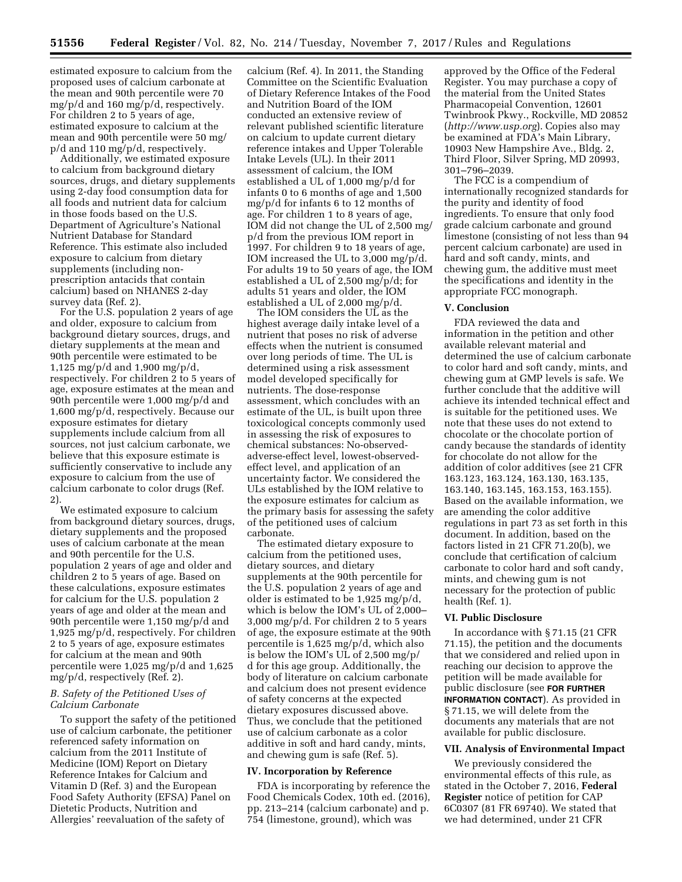estimated exposure to calcium from the proposed uses of calcium carbonate at the mean and 90th percentile were 70 mg/p/d and 160 mg/p/d, respectively. For children 2 to 5 years of age, estimated exposure to calcium at the mean and 90th percentile were 50 mg/p/d and 110 mg/p/d, respectively.

Additionally, we estimated exposure to calcium from background dietary sources, drugs, and dietary supplements using 2-day food consumption data for all foods and nutrient data for calcium in those foods based on the U.S. Department of Agriculture's National Nutrient Database for Standard Reference. This estimate also included exposure to calcium from dietary supplements (including non-prescription antacids that contain calcium) based on NHANES 2-day survey data (Ref. 2).

For the U.S. population 2 years of age and older, exposure to calcium from background dietary sources, drugs, and dietary supplements at the mean and 90th percentile were estimated to be 1,125 mg/p/d and 1,900 mg/p/d, respectively. For children 2 to 5 years of age, exposure estimates at the mean and 90th percentile were 1,000 mg/p/d and 1,600 mg/p/d, respectively. Because our exposure estimates for dietary supplements include calcium from all sources, not just calcium carbonate, we believe that this exposure estimate is sufficiently conservative to include any exposure to calcium from the use of calcium carbonate to color drugs (Ref. 2).

We estimated exposure to calcium from background dietary sources, drugs, dietary supplements and the proposed uses of calcium carbonate at the mean and 90th percentile for the U.S. population 2 years of age and older and children 2 to 5 years of age. Based on these calculations, exposure estimates for calcium for the U.S. population 2 years of age and older at the mean and 90th percentile were 1,150 mg/p/d and 1,925 mg/p/d, respectively. For children 2 to 5 years of age, exposure estimates for calcium at the mean and 90th percentile were 1,025 mg/p/d and 1,625 mg/p/d, respectively (Ref. 2).

### B. Safety of the Petitioned Uses of Calcium Carbonate

To support the safety of the petitioned use of calcium carbonate, the petitioner referenced safety information on calcium from the 2011 Institute of Medicine (IOM) Report on Dietary Reference Intakes for Calcium and Vitamin D (Ref. 3) and the European Food Safety Authority (EFSA) Panel on Dietetic Products, Nutrition and Allergies' reevaluation of the safety of calcium (Ref. 4). In 2011, the Standing Committee on the Scientific Evaluation of Dietary Reference Intakes of the Food and Nutrition Board of the IOM conducted an extensive review of relevant published scientific literature on calcium to update current dietary reference intakes and Upper Tolerable Intake Levels (UL). In their 2011 assessment of calcium, the IOM established a UL of 1,000 mg/p/d for infants 0 to 6 months of age and 1,500 mg/p/d for infants 6 to 12 months of age. For children 1 to 8 years of age, IOM did not change the UL of 2,500 mg/p/d from the previous IOM report in 1997. For children 9 to 18 years of age, IOM increased the UL to 3,000 mg/p/d. For adults 19 to 50 years of age, the IOM established a UL of 2,500 mg/p/d; for adults 51 years and older, the IOM established a UL of 2,000 mg/p/d.

The IOM considers the UL as the highest average daily intake level of a nutrient that poses no risk of adverse effects when the nutrient is consumed over long periods of time. The UL is determined using a risk assessment model developed specifically for nutrients. The dose-response assessment, which concludes with an estimate of the UL, is built upon three toxicological concepts commonly used in assessing the risk of exposures to chemical substances: No-observed-adverse-effect level, lowest-observed-effect level, and application of an uncertainty factor. We considered the ULs established by the IOM relative to the exposure estimates for calcium as the primary basis for assessing the safety of the petitioned uses of calcium carbonate.

The estimated dietary exposure to calcium from the petitioned uses, dietary sources, and dietary supplements at the 90th percentile for the U.S. population 2 years of age and older is estimated to be 1,925 mg/p/d, which is below the IOM's UL of 2,000–3,000 mg/p/d. For children 2 to 5 years of age, the exposure estimate at the 90th percentile is 1,625 mg/p/d, which also is below the IOM's UL of 2,500 mg/p/d for this age group. Additionally, the body of literature on calcium carbonate and calcium does not present evidence of safety concerns at the expected dietary exposures discussed above. Thus, we conclude that the petitioned use of calcium carbonate as a color additive in soft and hard candy, mints, and chewing gum is safe (Ref. 5).

## IV. Incorporation by Reference

FDA is incorporating by reference the Food Chemicals Codex, 10th ed. (2016), pp. 213–214 (calcium carbonate) and p. 754 (limestone, ground), which was approved by the Office of the Federal Register. You may purchase a copy of the material from the United States Pharmacopeial Convention, 12601 Twinbrook Pkwy., Rockville, MD 20852 (*http://www.usp.org*). Copies also may be examined at FDA's Main Library, 10903 New Hampshire Ave., Bldg. 2, Third Floor, Silver Spring, MD 20993, 301–796–2039.

The FCC is a compendium of internationally recognized standards for the purity and identity of food ingredients. To ensure that only food grade calcium carbonate and ground limestone (consisting of not less than 94 percent calcium carbonate) are used in hard and soft candy, mints, and chewing gum, the additive must meet the specifications and identity in the appropriate FCC monograph.

## V. Conclusion

FDA reviewed the data and information in the petition and other available relevant material and determined the use of calcium carbonate to color hard and soft candy, mints, and chewing gum at GMP levels is safe. We further conclude that the additive will achieve its intended technical effect and is suitable for the petitioned uses. We note that these uses do not extend to chocolate or the chocolate portion of candy because the standards of identity for chocolate do not allow for the addition of color additives (see 21 CFR 163.123, 163.124, 163.130, 163.135, 163.140, 163.145, 163.153, 163.155). Based on the available information, we are amending the color additive regulations in part 73 as set forth in this document. In addition, based on the factors listed in 21 CFR 71.20(b), we conclude that certification of calcium carbonate to color hard and soft candy, mints, and chewing gum is not necessary for the protection of public health (Ref. 1).

## VI. Public Disclosure

In accordance with § 71.15 (21 CFR 71.15), the petition and the documents that we considered and relied upon in reaching our decision to approve the petition will be made available for public disclosure (see **FOR FURTHER INFORMATION CONTACT**). As provided in § 71.15, we will delete from the documents any materials that are not available for public disclosure.

## VII. Analysis of Environmental Impact

We previously considered the environmental effects of this rule, as stated in the October 7, 2016, **Federal Register** notice of petition for CAP 6C0307 (81 FR 69740). We stated that we had determined, under 21 CFR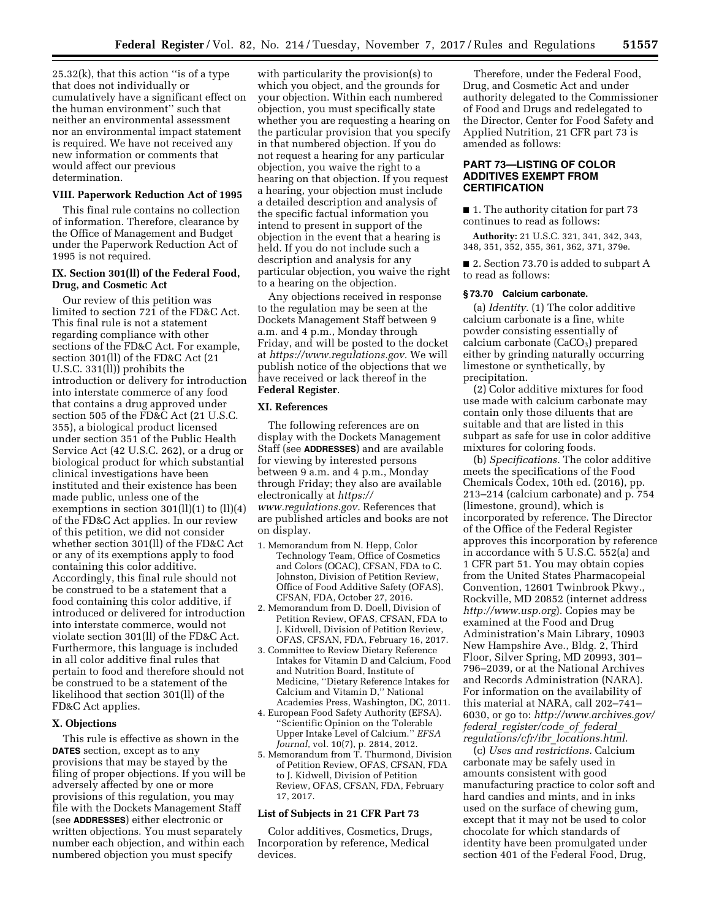25.32(k), that this action "is of a type that does not individually or cumulatively have a significant effect on the human environment" such that neither an environmental assessment nor an environmental impact statement is required. We have not received any new information or comments that would affect our previous determination.

### VIII. Paperwork Reduction Act of 1995

This final rule contains no collection of information. Therefore, clearance by the Office of Management and Budget under the Paperwork Reduction Act of 1995 is not required.

### IX. Section 301(ll) of the Federal Food, Drug, and Cosmetic Act

Our review of this petition was limited to section 721 of the FD&C Act. This final rule is not a statement regarding compliance with other sections of the FD&C Act. For example, section 301(ll) of the FD&C Act (21 U.S.C. 331(ll)) prohibits the introduction or delivery for introduction into interstate commerce of any food that contains a drug approved under section 505 of the FD&C Act (21 U.S.C. 355), a biological product licensed under section 351 of the Public Health Service Act (42 U.S.C. 262), or a drug or biological product for which substantial clinical investigations have been instituted and their existence has been made public, unless one of the exemptions in section 301(ll)(1) to (ll)(4) of the FD&C Act applies. In our review of this petition, we did not consider whether section 301(ll) of the FD&C Act or any of its exemptions apply to food containing this color additive. Accordingly, this final rule should not be construed to be a statement that a food containing this color additive, if introduced or delivered for introduction into interstate commerce, would not violate section 301(ll) of the FD&C Act. Furthermore, this language is included in all color additive final rules that pertain to food and therefore should not be construed to be a statement of the likelihood that section 301(ll) of the FD&C Act applies.

### X. Objections

This rule is effective as shown in the **DATES** section, except as to any provisions that may be stayed by the filing of proper objections. If you will be adversely affected by one or more provisions of this regulation, you may file with the Dockets Management Staff (see **ADDRESSES**) either electronic or written objections. You must separately number each objection, and within each numbered objection you must specify with particularity the provision(s) to which you object, and the grounds for your objection. Within each numbered objection, you must specifically state whether you are requesting a hearing on the particular provision that you specify in that numbered objection. If you do not request a hearing for any particular objection, you waive the right to a hearing on that objection. If you request a hearing, your objection must include a detailed description and analysis of the specific factual information you intend to present in support of the objection in the event that a hearing is held. If you do not include such a description and analysis for any particular objection, you waive the right to a hearing on the objection.

Any objections received in response to the regulation may be seen at the Dockets Management Staff between 9 a.m. and 4 p.m., Monday through Friday, and will be posted to the docket at *https://www.regulations.gov.* We will publish notice of the objections that we have received or lack thereof in the **Federal Register**.

### XI. References

The following references are on display with the Dockets Management Staff (see **ADDRESSES**) and are available for viewing by interested persons between 9 a.m. and 4 p.m., Monday through Friday; they also are available electronically at *https://www.regulations.gov.* References that are published articles and books are not on display.

1. Memorandum from N. Hepp, Color Technology Team, Office of Cosmetics and Colors (OCAC), CFSAN, FDA to C. Johnston, Division of Petition Review, Office of Food Additive Safety (OFAS), CFSAN, FDA, October 27, 2016.
2. Memorandum from D. Doell, Division of Petition Review, OFAS, CFSAN, FDA to J. Kidwell, Division of Petition Review, OFAS, CFSAN, FDA, February 16, 2017.
3. Committee to Review Dietary Reference Intakes for Vitamin D and Calcium, Food and Nutrition Board, Institute of Medicine, "Dietary Reference Intakes for Calcium and Vitamin D," National Academies Press, Washington, DC, 2011.
4. European Food Safety Authority (EFSA). "Scientific Opinion on the Tolerable Upper Intake Level of Calcium." *EFSA Journal,* vol. 10(7), p. 2814, 2012.
5. Memorandum from T. Thurmond, Division of Petition Review, OFAS, CFSAN, FDA to J. Kidwell, Division of Petition Review, OFAS, CFSAN, FDA, February 17, 2017.

### List of Subjects in 21 CFR Part 73

Color additives, Cosmetics, Drugs, Incorporation by reference, Medical devices.

Therefore, under the Federal Food, Drug, and Cosmetic Act and under authority delegated to the Commissioner of Food and Drugs and redelegated to the Director, Center for Food Safety and Applied Nutrition, 21 CFR part 73 is amended as follows:

## PART 73—LISTING OF COLOR ADDITIVES EXEMPT FROM CERTIFICATION

■ 1. The authority citation for part 73 continues to read as follows:

**Authority:** 21 U.S.C. 321, 341, 342, 343, 348, 351, 352, 355, 361, 362, 371, 379e.

■ 2. Section 73.70 is added to subpart A to read as follows:

#### § 73.70 Calcium carbonate.

(a) *Identity.* (1) The color additive calcium carbonate is a fine, white powder consisting essentially of calcium carbonate ($CaCO_3$) prepared either by grinding naturally occurring limestone or synthetically, by precipitation.

(2) Color additive mixtures for food use made with calcium carbonate may contain only those diluents that are suitable and that are listed in this subpart as safe for use in color additive mixtures for coloring foods.

(b) *Specifications.* The color additive meets the specifications of the Food Chemicals Codex, 10th ed. (2016), pp. 213–214 (calcium carbonate) and p. 754 (limestone, ground), which is incorporated by reference. The Director of the Office of the Federal Register approves this incorporation by reference in accordance with 5 U.S.C. 552(a) and 1 CFR part 51. You may obtain copies from the United States Pharmacopeial Convention, 12601 Twinbrook Pkwy., Rockville, MD 20852 (internet address *http://www.usp.org*). Copies may be examined at the Food and Drug Administration's Main Library, 10903 New Hampshire Ave., Bldg. 2, Third Floor, Silver Spring, MD 20993, 301–796–2039, or at the National Archives and Records Administration (NARA). For information on the availability of this material at NARA, call 202–741–6030, or go to: *http://www.archives.gov/federal_register/code_of_federal_regulations/cfr/ibr_locations.html.*

(c) *Uses and restrictions.* Calcium carbonate may be safely used in amounts consistent with good manufacturing practice to color soft and hard candies and mints, and in inks used on the surface of chewing gum, except that it may not be used to color chocolate for which standards of identity have been promulgated under section 401 of the Federal Food, Drug,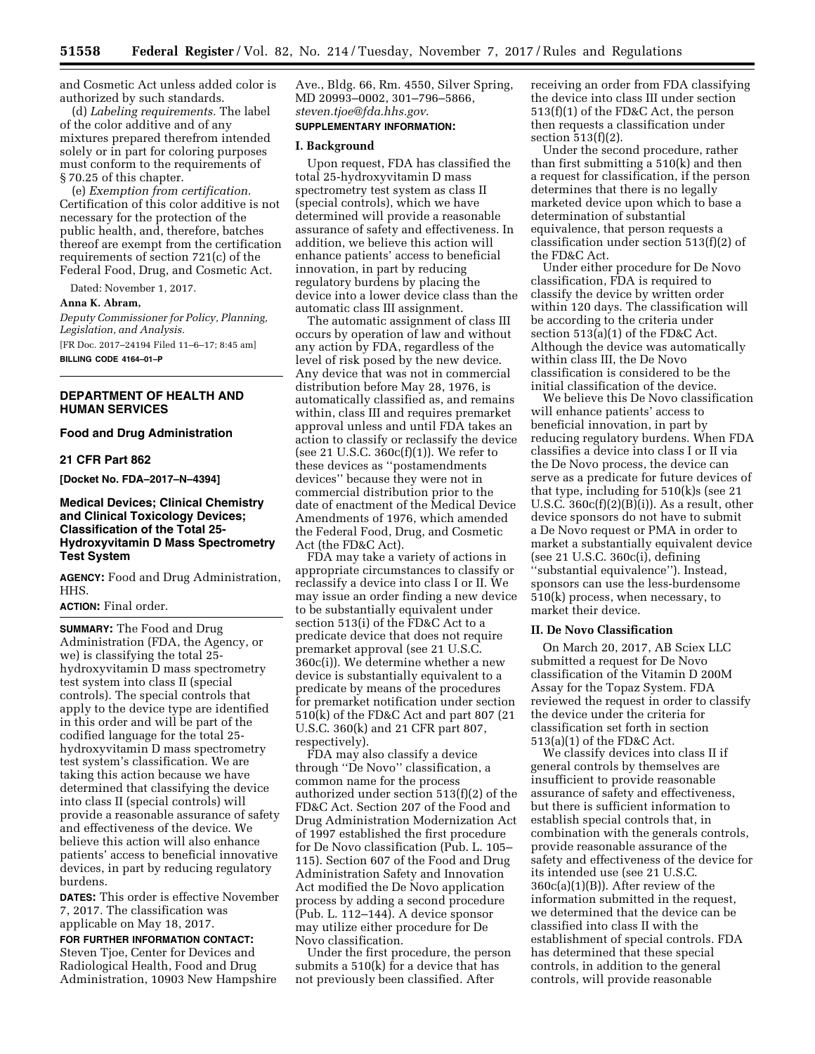and Cosmetic Act unless added color is authorized by such standards.

(d) *Labeling requirements.* The label of the color additive and of any mixtures prepared therefrom intended solely or in part for coloring purposes must conform to the requirements of § 70.25 of this chapter.

(e) *Exemption from certification.* Certification of this color additive is not necessary for the protection of the public health, and, therefore, batches thereof are exempt from the certification requirements of section 721(c) of the Federal Food, Drug, and Cosmetic Act.

Dated: November 1, 2017.

**Anna K. Abram,**

*Deputy Commissioner for Policy, Planning, Legislation, and Analysis.*

[FR Doc. 2017–24194 Filed 11–6–17; 8:45 am]

**BILLING CODE 4164–01–P**

---

## DEPARTMENT OF HEALTH AND HUMAN SERVICES

### Food and Drug Administration

### 21 CFR Part 862

**[Docket No. FDA–2017–N–4394]**

### Medical Devices; Clinical Chemistry and Clinical Toxicology Devices; Classification of the Total 25-Hydroxyvitamin D Mass Spectrometry Test System

**AGENCY:** Food and Drug Administration, HHS.

**ACTION:** Final order.

---

**SUMMARY:** The Food and Drug Administration (FDA, the Agency, or we) is classifying the total 25-hydroxyvitamin D mass spectrometry test system into class II (special controls). The special controls that apply to the device type are identified in this order and will be part of the codified language for the total 25-hydroxyvitamin D mass spectrometry test system's classification. We are taking this action because we have determined that classifying the device into class II (special controls) will provide a reasonable assurance of safety and effectiveness of the device. We believe this action will also enhance patients' access to beneficial innovative devices, in part by reducing regulatory burdens.

**DATES:** This order is effective November 7, 2017. The classification was applicable on May 18, 2017.

**FOR FURTHER INFORMATION CONTACT:** Steven Tjoe, Center for Devices and Radiological Health, Food and Drug Administration, 10903 New Hampshire Ave., Bldg. 66, Rm. 4550, Silver Spring, MD 20993–0002, 301–796–5866, *steven.tjoe@fda.hhs.gov.*

**SUPPLEMENTARY INFORMATION:**

#### I. Background

Upon request, FDA has classified the total 25-hydroxyvitamin D mass spectrometry test system as class II (special controls), which we have determined will provide a reasonable assurance of safety and effectiveness. In addition, we believe this action will enhance patients' access to beneficial innovation, in part by reducing regulatory burdens by placing the device into a lower device class than the automatic class III assignment.

The automatic assignment of class III occurs by operation of law and without any action by FDA, regardless of the level of risk posed by the new device. Any device that was not in commercial distribution before May 28, 1976, is automatically classified as, and remains within, class III and requires premarket approval unless and until FDA takes an action to classify or reclassify the device (see 21 U.S.C. 360c(f)(1)). We refer to these devices as ''postamendments devices'' because they were not in commercial distribution prior to the date of enactment of the Medical Device Amendments of 1976, which amended the Federal Food, Drug, and Cosmetic Act (the FD&C Act).

FDA may take a variety of actions in appropriate circumstances to classify or reclassify a device into class I or II. We may issue an order finding a new device to be substantially equivalent under section 513(i) of the FD&C Act to a predicate device that does not require premarket approval (see 21 U.S.C. 360c(i)). We determine whether a new device is substantially equivalent to a predicate by means of the procedures for premarket notification under section 510(k) of the FD&C Act and part 807 (21 U.S.C. 360(k) and 21 CFR part 807, respectively).

FDA may also classify a device through ''De Novo'' classification, a common name for the process authorized under section 513(f)(2) of the FD&C Act. Section 207 of the Food and Drug Administration Modernization Act of 1997 established the first procedure for De Novo classification (Pub. L. 105–115). Section 607 of the Food and Drug Administration Safety and Innovation Act modified the De Novo application process by adding a second procedure (Pub. L. 112–144). A device sponsor may utilize either procedure for De Novo classification.

Under the first procedure, the person submits a 510(k) for a device that has not previously been classified. After receiving an order from FDA classifying the device into class III under section 513(f)(1) of the FD&C Act, the person then requests a classification under section 513(f)(2).

Under the second procedure, rather than first submitting a 510(k) and then a request for classification, if the person determines that there is no legally marketed device upon which to base a determination of substantial equivalence, that person requests a classification under section 513(f)(2) of the FD&C Act.

Under either procedure for De Novo classification, FDA is required to classify the device by written order within 120 days. The classification will be according to the criteria under section 513(a)(1) of the FD&C Act. Although the device was automatically within class III, the De Novo classification is considered to be the initial classification of the device.

We believe this De Novo classification will enhance patients' access to beneficial innovation, in part by reducing regulatory burdens. When FDA classifies a device into class I or II via the De Novo process, the device can serve as a predicate for future devices of that type, including for 510(k)s (see 21 U.S.C. 360c(f)(2)(B)(i)). As a result, other device sponsors do not have to submit a De Novo request or PMA in order to market a substantially equivalent device (see 21 U.S.C. 360c(i), defining ''substantial equivalence''). Instead, sponsors can use the less-burdensome 510(k) process, when necessary, to market their device.

#### II. De Novo Classification

On March 20, 2017, AB Sciex LLC submitted a request for De Novo classification of the Vitamin D 200M Assay for the Topaz System. FDA reviewed the request in order to classify the device under the criteria for classification set forth in section 513(a)(1) of the FD&C Act.

We classify devices into class II if general controls by themselves are insufficient to provide reasonable assurance of safety and effectiveness, but there is sufficient information to establish special controls that, in combination with the generals controls, provide reasonable assurance of the safety and effectiveness of the device for its intended use (see 21 U.S.C. 360c(a)(1)(B)). After review of the information submitted in the request, we determined that the device can be classified into class II with the establishment of special controls. FDA has determined that these special controls, in addition to the general controls, will provide reasonable